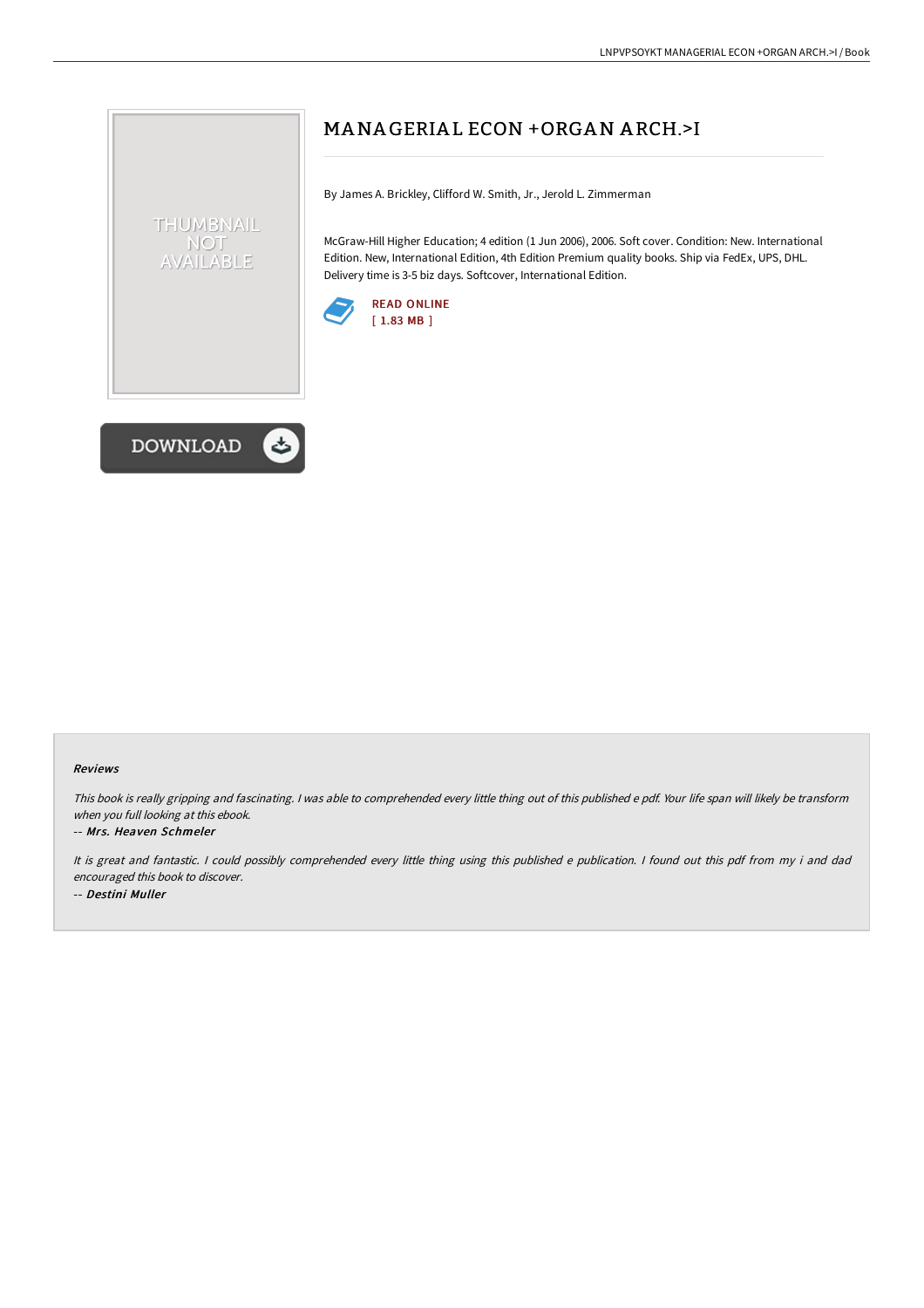# MANAGERIAL ECON +ORGAN ARCH.>I

By James A. Brickley, Clifford W. Smith, Jr., Jerold L. Zimmerman

McGraw-Hill Higher Education; 4 edition (1 Jun 2006), 2006. Soft cover. Condition: New. International Edition. New, International Edition, 4th Edition Premium quality books. Ship via FedEx, UPS, DHL. Delivery time is 3-5 biz days. Softcover, International Edition.

READ ONLINE
[ 1.83 MB ]

DOWNLOAD

### Reviews

*This book is really gripping and fascinating. I was able to comprehended every little thing out of this published e pdf. Your life span will likely be transform when you full looking at this ebook.*

-- ***Mrs. Heaven Schmeler***

*It is great and fantastic. I could possibly comprehended every little thing using this published e publication. I found out this pdf from my i and dad encouraged this book to discover.*

-- ***Destini Muller***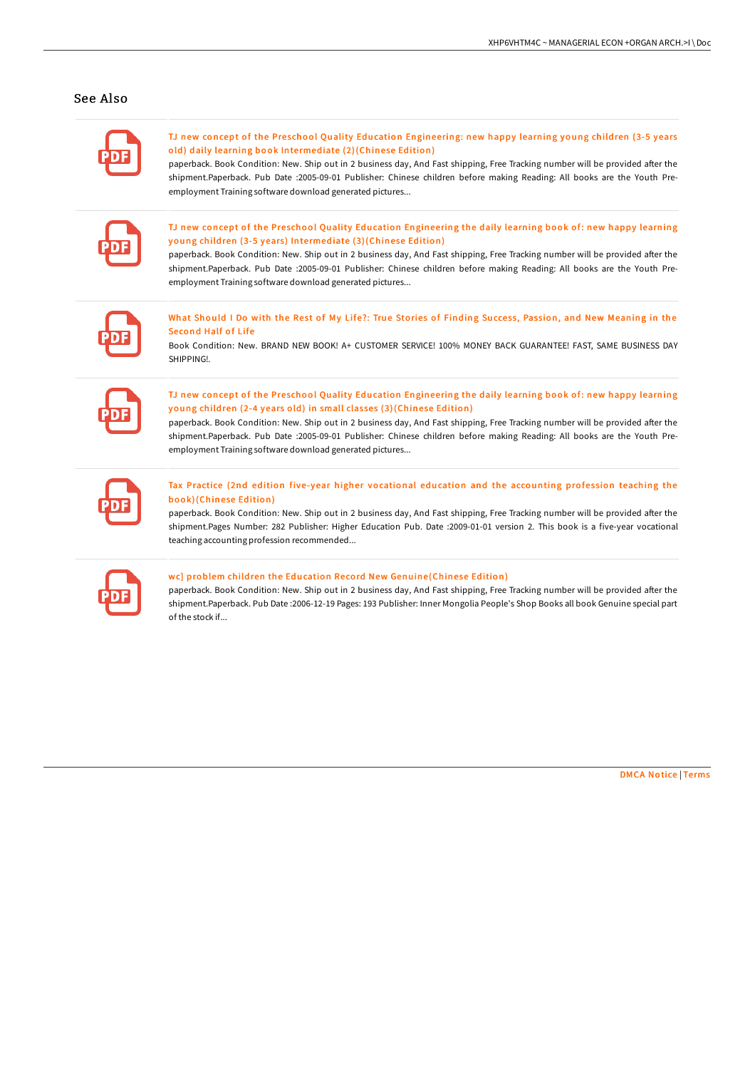## See Also

**TJ new concept of the Preschool Quality Education Engineering: new happy learning young children (3-5 years old) daily learning book Intermediate (2)(Chinese Edition)**

paperback. Book Condition: New. Ship out in 2 business day, And Fast shipping, Free Tracking number will be provided after the shipment.Paperback. Pub Date :2005-09-01 Publisher: Chinese children before making Reading: All books are the Youth Pre-employment Training software download generated pictures...

**TJ new concept of the Preschool Quality Education Engineering the daily learning book of: new happy learning young children (3-5 years) Intermediate (3)(Chinese Edition)**

paperback. Book Condition: New. Ship out in 2 business day, And Fast shipping, Free Tracking number will be provided after the shipment.Paperback. Pub Date :2005-09-01 Publisher: Chinese children before making Reading: All books are the Youth Pre-employment Training software download generated pictures...

**What Should I Do with the Rest of My Life?: True Stories of Finding Success, Passion, and New Meaning in the Second Half of Life**

Book Condition: New. BRAND NEW BOOK! A+ CUSTOMER SERVICE! 100% MONEY BACK GUARANTEE! FAST, SAME BUSINESS DAY SHIPPING!.

**TJ new concept of the Preschool Quality Education Engineering the daily learning book of: new happy learning young children (2-4 years old) in small classes (3)(Chinese Edition)**

paperback. Book Condition: New. Ship out in 2 business day, And Fast shipping, Free Tracking number will be provided after the shipment.Paperback. Pub Date :2005-09-01 Publisher: Chinese children before making Reading: All books are the Youth Pre-employment Training software download generated pictures...

**Tax Practice (2nd edition five-year higher vocational education and the accounting profession teaching the book)(Chinese Edition)**

paperback. Book Condition: New. Ship out in 2 business day, And Fast shipping, Free Tracking number will be provided after the shipment.Pages Number: 282 Publisher: Higher Education Pub. Date :2009-01-01 version 2. This book is a five-year vocational teaching accounting profession recommended...

**wc] problem children the Education Record New Genuine(Chinese Edition)**

paperback. Book Condition: New. Ship out in 2 business day, And Fast shipping, Free Tracking number will be provided after the shipment.Paperback. Pub Date :2006-12-19 Pages: 193 Publisher: Inner Mongolia People's Shop Books all book Genuine special part of the stock if...

DMCA Notice | Terms